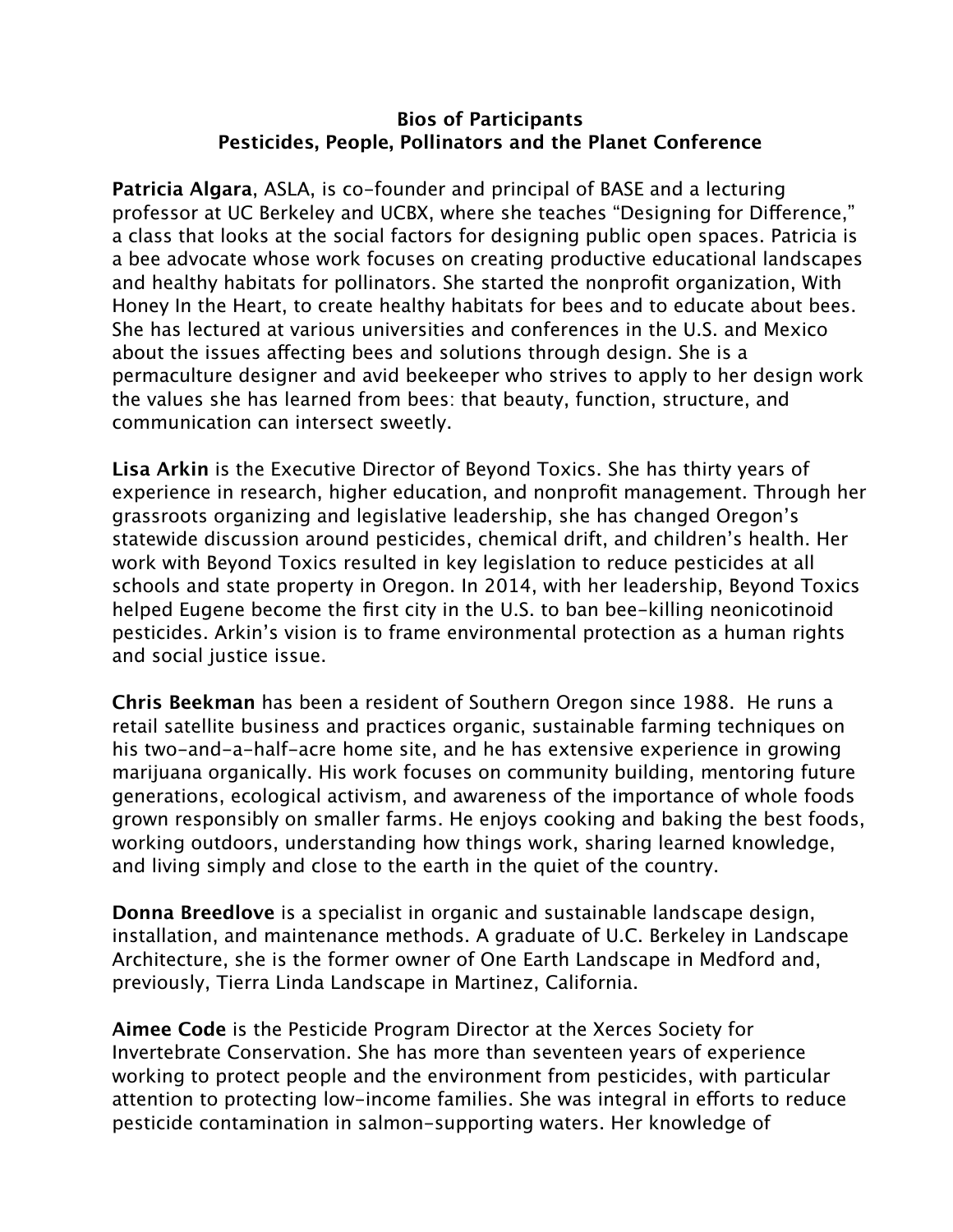# Bios of Participants
## Pesticides, People, Pollinators and the Planet Conference

**Patricia Algara**, ASLA, is co-founder and principal of BASE and a lecturing professor at UC Berkeley and UCBX, where she teaches “Designing for Difference,” a class that looks at the social factors for designing public open spaces. Patricia is a bee advocate whose work focuses on creating productive educational landscapes and healthy habitats for pollinators. She started the nonprofit organization, With Honey In the Heart, to create healthy habitats for bees and to educate about bees. She has lectured at various universities and conferences in the U.S. and Mexico about the issues affecting bees and solutions through design. She is a permaculture designer and avid beekeeper who strives to apply to her design work the values she has learned from bees: that beauty, function, structure, and communication can intersect sweetly.

**Lisa Arkin** is the Executive Director of Beyond Toxics. She has thirty years of experience in research, higher education, and nonprofit management. Through her grassroots organizing and legislative leadership, she has changed Oregon’s statewide discussion around pesticides, chemical drift, and children’s health. Her work with Beyond Toxics resulted in key legislation to reduce pesticides at all schools and state property in Oregon. In 2014, with her leadership, Beyond Toxics helped Eugene become the first city in the U.S. to ban bee-killing neonicotinoid pesticides. Arkin’s vision is to frame environmental protection as a human rights and social justice issue.

**Chris Beekman** has been a resident of Southern Oregon since 1988. He runs a retail satellite business and practices organic, sustainable farming techniques on his two-and-a-half-acre home site, and he has extensive experience in growing marijuana organically. His work focuses on community building, mentoring future generations, ecological activism, and awareness of the importance of whole foods grown responsibly on smaller farms. He enjoys cooking and baking the best foods, working outdoors, understanding how things work, sharing learned knowledge, and living simply and close to the earth in the quiet of the country.

**Donna Breedlove** is a specialist in organic and sustainable landscape design, installation, and maintenance methods. A graduate of U.C. Berkeley in Landscape Architecture, she is the former owner of One Earth Landscape in Medford and, previously, Tierra Linda Landscape in Martinez, California.

**Aimee Code** is the Pesticide Program Director at the Xerces Society for Invertebrate Conservation. She has more than seventeen years of experience working to protect people and the environment from pesticides, with particular attention to protecting low-income families. She was integral in efforts to reduce pesticide contamination in salmon-supporting waters. Her knowledge of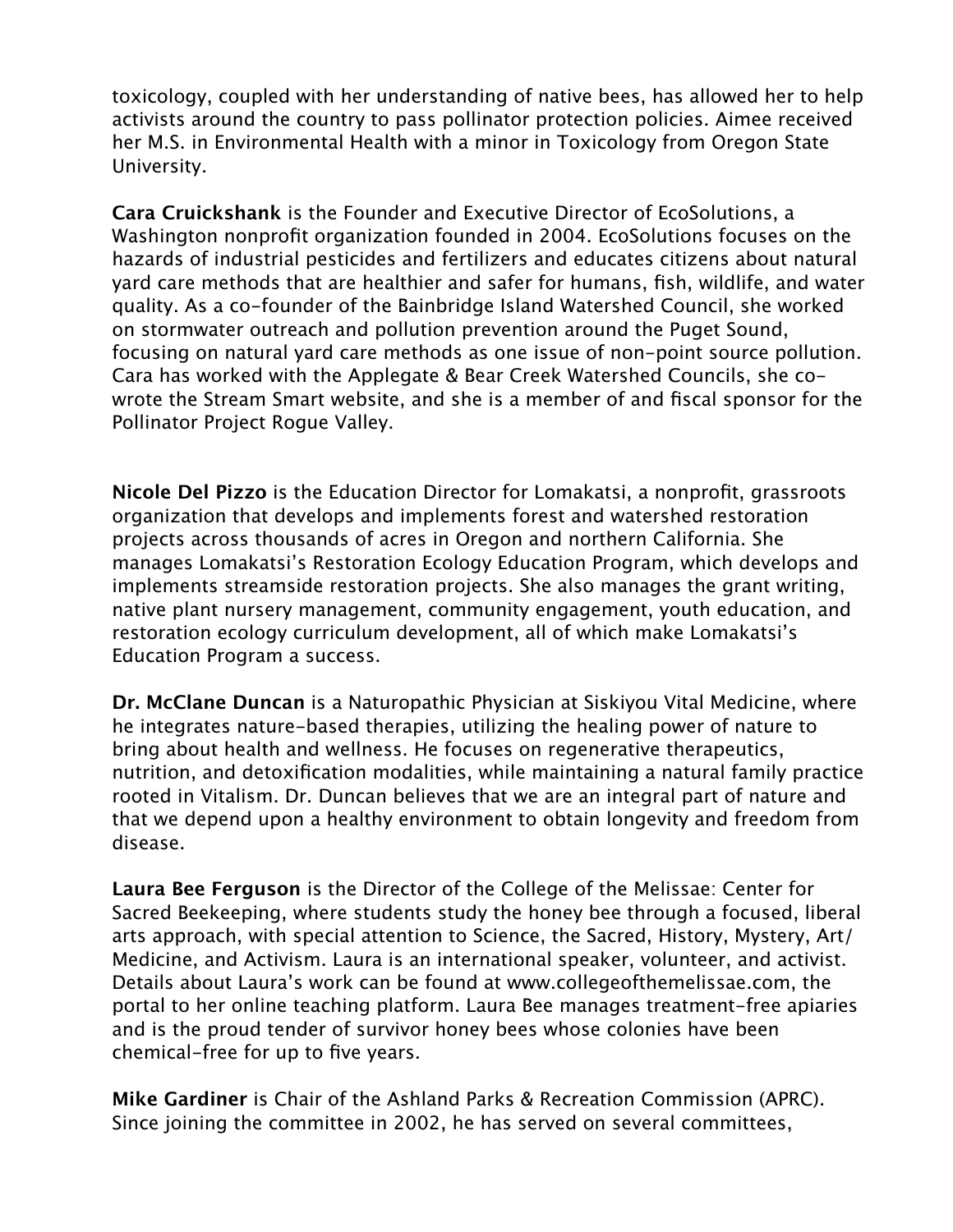toxicology, coupled with her understanding of native bees, has allowed her to help activists around the country to pass pollinator protection policies. Aimee received her M.S. in Environmental Health with a minor in Toxicology from Oregon State University.

**Cara Cruickshank** is the Founder and Executive Director of EcoSolutions, a Washington nonprofit organization founded in 2004. EcoSolutions focuses on the hazards of industrial pesticides and fertilizers and educates citizens about natural yard care methods that are healthier and safer for humans, fish, wildlife, and water quality. As a co-founder of the Bainbridge Island Watershed Council, she worked on stormwater outreach and pollution prevention around the Puget Sound, focusing on natural yard care methods as one issue of non-point source pollution. Cara has worked with the Applegate & Bear Creek Watershed Councils, she co-wrote the Stream Smart website, and she is a member of and fiscal sponsor for the Pollinator Project Rogue Valley.

**Nicole Del Pizzo** is the Education Director for Lomakatsi, a nonprofit, grassroots organization that develops and implements forest and watershed restoration projects across thousands of acres in Oregon and northern California. She manages Lomakatsi's Restoration Ecology Education Program, which develops and implements streamside restoration projects. She also manages the grant writing, native plant nursery management, community engagement, youth education, and restoration ecology curriculum development, all of which make Lomakatsi's Education Program a success.

**Dr. McClane Duncan** is a Naturopathic Physician at Siskiyou Vital Medicine, where he integrates nature-based therapies, utilizing the healing power of nature to bring about health and wellness. He focuses on regenerative therapeutics, nutrition, and detoxification modalities, while maintaining a natural family practice rooted in Vitalism. Dr. Duncan believes that we are an integral part of nature and that we depend upon a healthy environment to obtain longevity and freedom from disease.

**Laura Bee Ferguson** is the Director of the College of the Melissae: Center for Sacred Beekeeping, where students study the honey bee through a focused, liberal arts approach, with special attention to Science, the Sacred, History, Mystery, Art/Medicine, and Activism. Laura is an international speaker, volunteer, and activist. Details about Laura's work can be found at www.collegeofthemelissae.com, the portal to her online teaching platform. Laura Bee manages treatment-free apiaries and is the proud tender of survivor honey bees whose colonies have been chemical-free for up to five years.

**Mike Gardiner** is Chair of the Ashland Parks & Recreation Commission (APRC). Since joining the committee in 2002, he has served on several committees,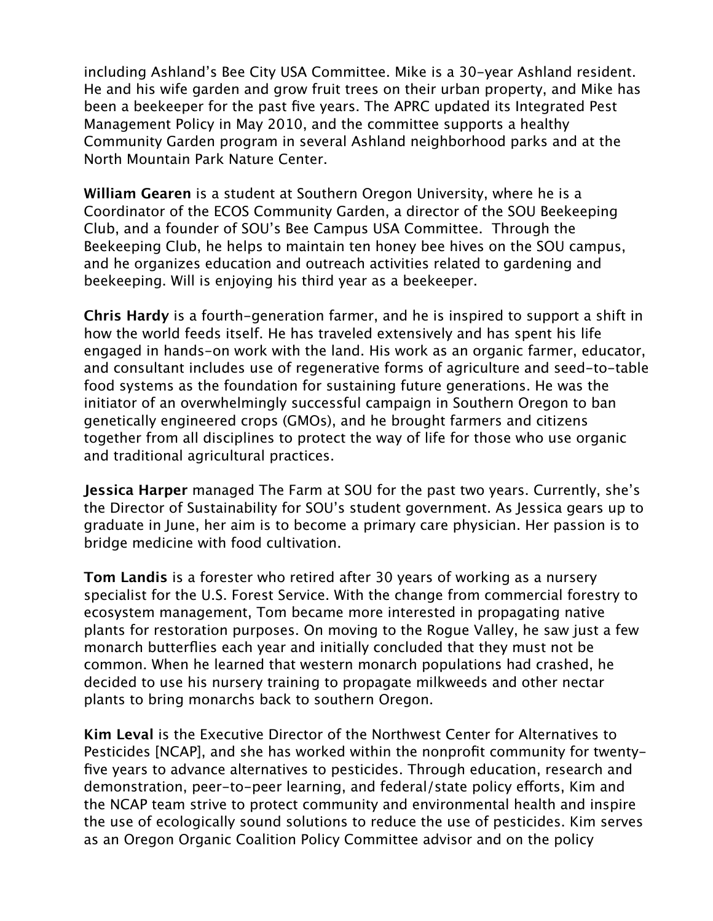including Ashland's Bee City USA Committee. Mike is a 30-year Ashland resident. He and his wife garden and grow fruit trees on their urban property, and Mike has been a beekeeper for the past five years. The APRC updated its Integrated Pest Management Policy in May 2010, and the committee supports a healthy Community Garden program in several Ashland neighborhood parks and at the North Mountain Park Nature Center.

**William Gearen** is a student at Southern Oregon University, where he is a Coordinator of the ECOS Community Garden, a director of the SOU Beekeeping Club, and a founder of SOU's Bee Campus USA Committee. Through the Beekeeping Club, he helps to maintain ten honey bee hives on the SOU campus, and he organizes education and outreach activities related to gardening and beekeeping. Will is enjoying his third year as a beekeeper.

**Chris Hardy** is a fourth-generation farmer, and he is inspired to support a shift in how the world feeds itself. He has traveled extensively and has spent his life engaged in hands-on work with the land. His work as an organic farmer, educator, and consultant includes use of regenerative forms of agriculture and seed-to-table food systems as the foundation for sustaining future generations. He was the initiator of an overwhelmingly successful campaign in Southern Oregon to ban genetically engineered crops (GMOs), and he brought farmers and citizens together from all disciplines to protect the way of life for those who use organic and traditional agricultural practices.

**Jessica Harper** managed The Farm at SOU for the past two years. Currently, she's the Director of Sustainability for SOU's student government. As Jessica gears up to graduate in June, her aim is to become a primary care physician. Her passion is to bridge medicine with food cultivation.

**Tom Landis** is a forester who retired after 30 years of working as a nursery specialist for the U.S. Forest Service. With the change from commercial forestry to ecosystem management, Tom became more interested in propagating native plants for restoration purposes. On moving to the Rogue Valley, he saw just a few monarch butterflies each year and initially concluded that they must not be common. When he learned that western monarch populations had crashed, he decided to use his nursery training to propagate milkweeds and other nectar plants to bring monarchs back to southern Oregon.

**Kim Leval** is the Executive Director of the Northwest Center for Alternatives to Pesticides [NCAP], and she has worked within the nonprofit community for twenty-five years to advance alternatives to pesticides. Through education, research and demonstration, peer-to-peer learning, and federal/state policy efforts, Kim and the NCAP team strive to protect community and environmental health and inspire the use of ecologically sound solutions to reduce the use of pesticides. Kim serves as an Oregon Organic Coalition Policy Committee advisor and on the policy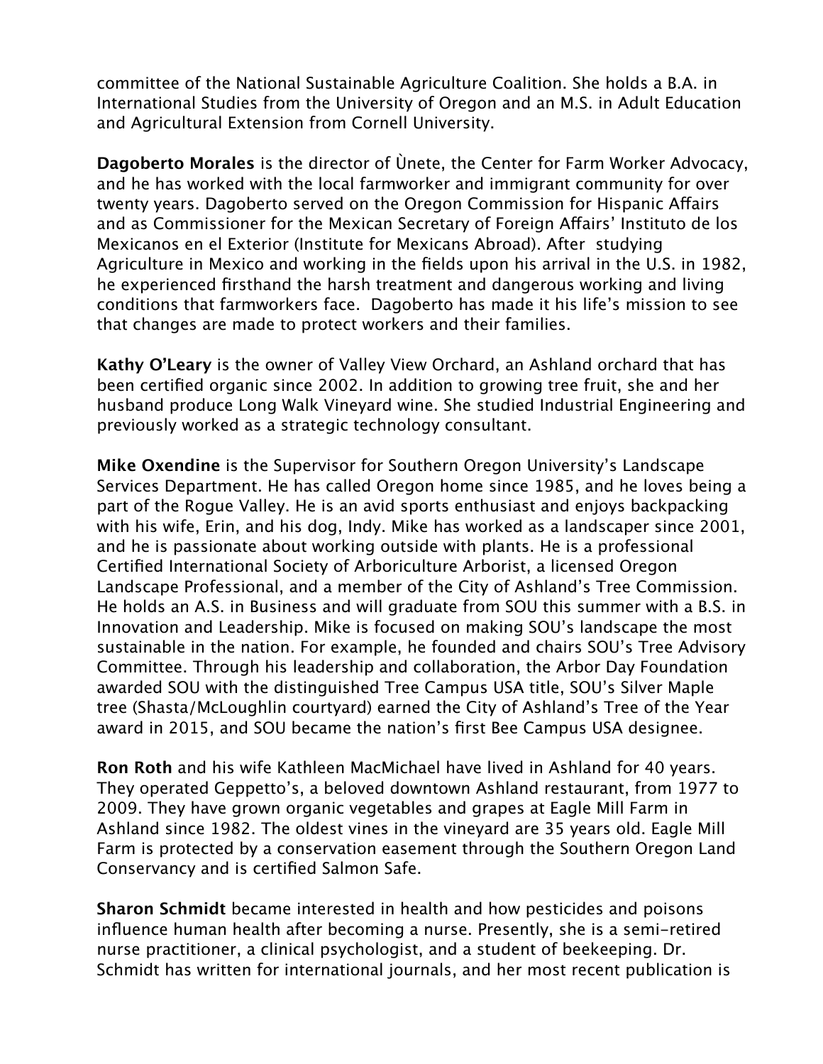committee of the National Sustainable Agriculture Coalition. She holds a B.A. in International Studies from the University of Oregon and an M.S. in Adult Education and Agricultural Extension from Cornell University.

**Dagoberto Morales** is the director of Ùnete, the Center for Farm Worker Advocacy, and he has worked with the local farmworker and immigrant community for over twenty years. Dagoberto served on the Oregon Commission for Hispanic Affairs and as Commissioner for the Mexican Secretary of Foreign Affairs' Instituto de los Mexicanos en el Exterior (Institute for Mexicans Abroad). After studying Agriculture in Mexico and working in the fields upon his arrival in the U.S. in 1982, he experienced firsthand the harsh treatment and dangerous working and living conditions that farmworkers face. Dagoberto has made it his life's mission to see that changes are made to protect workers and their families.

**Kathy O'Leary** is the owner of Valley View Orchard, an Ashland orchard that has been certified organic since 2002. In addition to growing tree fruit, she and her husband produce Long Walk Vineyard wine. She studied Industrial Engineering and previously worked as a strategic technology consultant.

**Mike Oxendine** is the Supervisor for Southern Oregon University's Landscape Services Department. He has called Oregon home since 1985, and he loves being a part of the Rogue Valley. He is an avid sports enthusiast and enjoys backpacking with his wife, Erin, and his dog, Indy. Mike has worked as a landscaper since 2001, and he is passionate about working outside with plants. He is a professional Certified International Society of Arboriculture Arborist, a licensed Oregon Landscape Professional, and a member of the City of Ashland's Tree Commission. He holds an A.S. in Business and will graduate from SOU this summer with a B.S. in Innovation and Leadership. Mike is focused on making SOU's landscape the most sustainable in the nation. For example, he founded and chairs SOU's Tree Advisory Committee. Through his leadership and collaboration, the Arbor Day Foundation awarded SOU with the distinguished Tree Campus USA title, SOU's Silver Maple tree (Shasta/McLoughlin courtyard) earned the City of Ashland's Tree of the Year award in 2015, and SOU became the nation's first Bee Campus USA designee.

**Ron Roth** and his wife Kathleen MacMichael have lived in Ashland for 40 years. They operated Geppetto's, a beloved downtown Ashland restaurant, from 1977 to 2009. They have grown organic vegetables and grapes at Eagle Mill Farm in Ashland since 1982. The oldest vines in the vineyard are 35 years old. Eagle Mill Farm is protected by a conservation easement through the Southern Oregon Land Conservancy and is certified Salmon Safe.

**Sharon Schmidt** became interested in health and how pesticides and poisons influence human health after becoming a nurse. Presently, she is a semi-retired nurse practitioner, a clinical psychologist, and a student of beekeeping. Dr. Schmidt has written for international journals, and her most recent publication is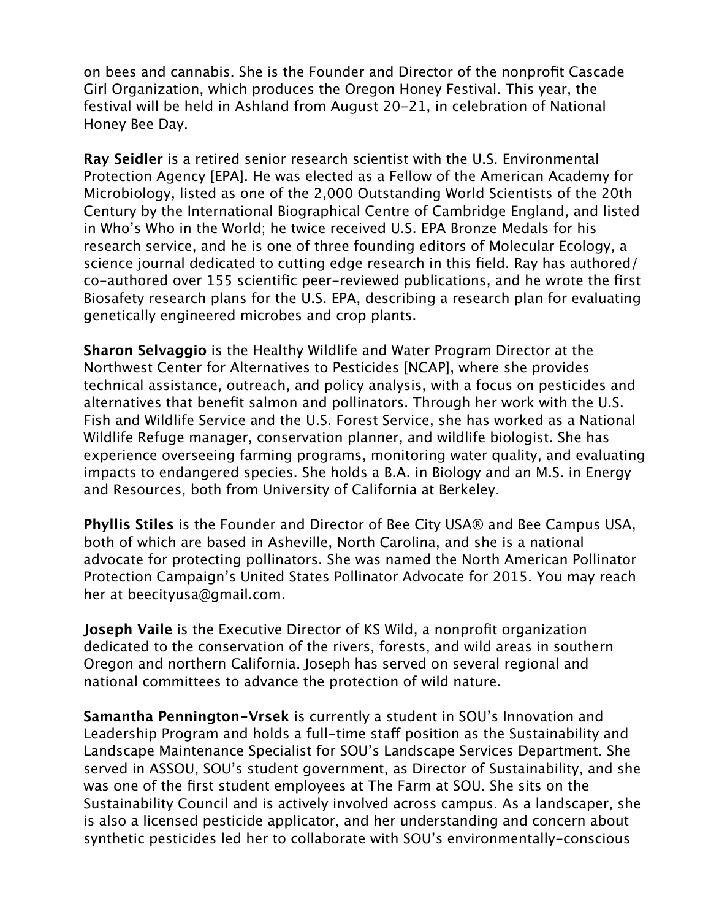on bees and cannabis. She is the Founder and Director of the nonprofit Cascade Girl Organization, which produces the Oregon Honey Festival. This year, the festival will be held in Ashland from August 20-21, in celebration of National Honey Bee Day.

**Ray Seidler** is a retired senior research scientist with the U.S. Environmental Protection Agency [EPA]. He was elected as a Fellow of the American Academy for Microbiology, listed as one of the 2,000 Outstanding World Scientists of the 20th Century by the International Biographical Centre of Cambridge England, and listed in Who's Who in the World; he twice received U.S. EPA Bronze Medals for his research service, and he is one of three founding editors of Molecular Ecology, a science journal dedicated to cutting edge research in this field. Ray has authored/co-authored over 155 scientific peer-reviewed publications, and he wrote the first Biosafety research plans for the U.S. EPA, describing a research plan for evaluating genetically engineered microbes and crop plants.

**Sharon Selvaggio** is the Healthy Wildlife and Water Program Director at the Northwest Center for Alternatives to Pesticides [NCAP], where she provides technical assistance, outreach, and policy analysis, with a focus on pesticides and alternatives that benefit salmon and pollinators. Through her work with the U.S. Fish and Wildlife Service and the U.S. Forest Service, she has worked as a National Wildlife Refuge manager, conservation planner, and wildlife biologist. She has experience overseeing farming programs, monitoring water quality, and evaluating impacts to endangered species. She holds a B.A. in Biology and an M.S. in Energy and Resources, both from University of California at Berkeley.

**Phyllis Stiles** is the Founder and Director of Bee City USA® and Bee Campus USA, both of which are based in Asheville, North Carolina, and she is a national advocate for protecting pollinators. She was named the North American Pollinator Protection Campaign's United States Pollinator Advocate for 2015. You may reach her at beecityusa@gmail.com.

**Joseph Vaile** is the Executive Director of KS Wild, a nonprofit organization dedicated to the conservation of the rivers, forests, and wild areas in southern Oregon and northern California. Joseph has served on several regional and national committees to advance the protection of wild nature.

**Samantha Pennington-Vrsek** is currently a student in SOU's Innovation and Leadership Program and holds a full-time staff position as the Sustainability and Landscape Maintenance Specialist for SOU's Landscape Services Department. She served in ASSOU, SOU's student government, as Director of Sustainability, and she was one of the first student employees at The Farm at SOU. She sits on the Sustainability Council and is actively involved across campus. As a landscaper, she is also a licensed pesticide applicator, and her understanding and concern about synthetic pesticides led her to collaborate with SOU's environmentally-conscious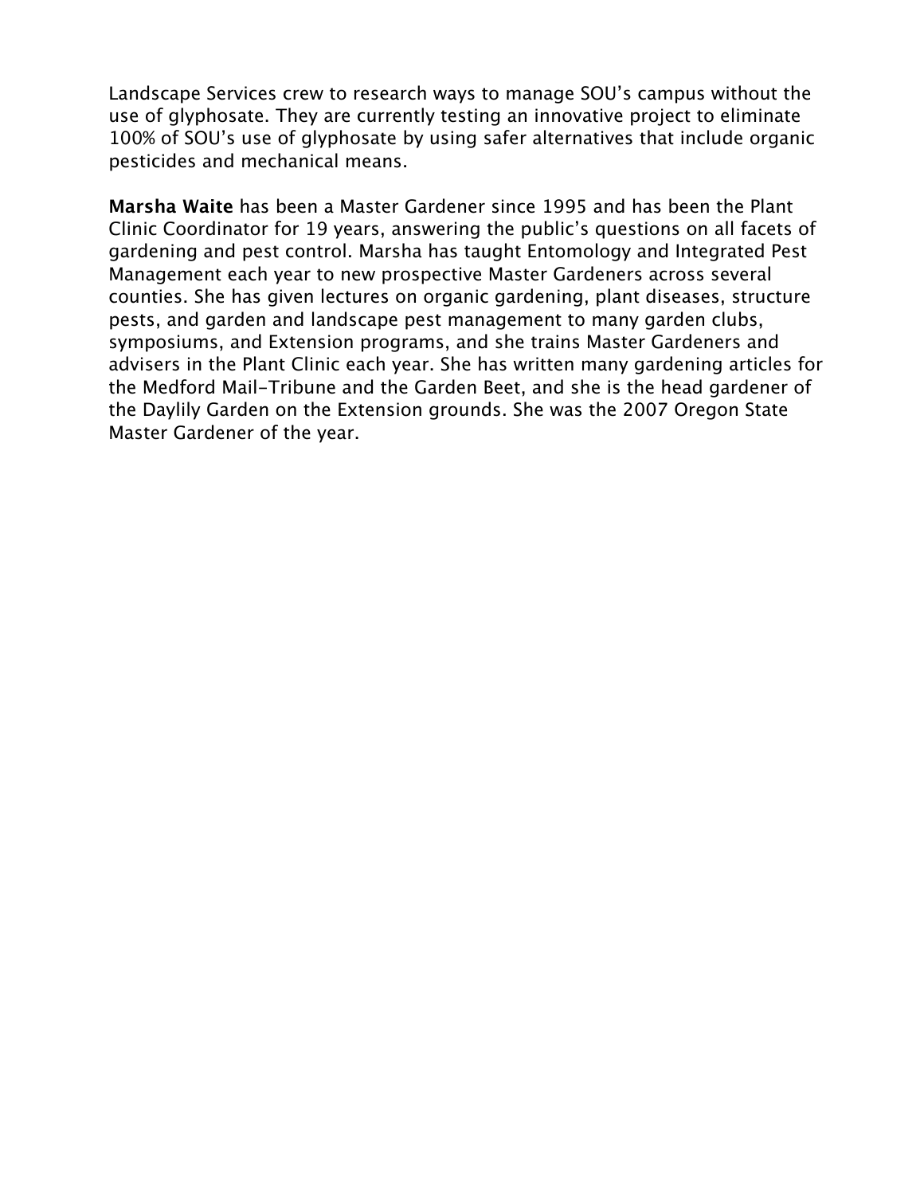Landscape Services crew to research ways to manage SOU's campus without the use of glyphosate. They are currently testing an innovative project to eliminate 100% of SOU's use of glyphosate by using safer alternatives that include organic pesticides and mechanical means.

**Marsha Waite** has been a Master Gardener since 1995 and has been the Plant Clinic Coordinator for 19 years, answering the public's questions on all facets of gardening and pest control. Marsha has taught Entomology and Integrated Pest Management each year to new prospective Master Gardeners across several counties. She has given lectures on organic gardening, plant diseases, structure pests, and garden and landscape pest management to many garden clubs, symposiums, and Extension programs, and she trains Master Gardeners and advisers in the Plant Clinic each year. She has written many gardening articles for the Medford Mail-Tribune and the Garden Beet, and she is the head gardener of the Daylily Garden on the Extension grounds. She was the 2007 Oregon State Master Gardener of the year.